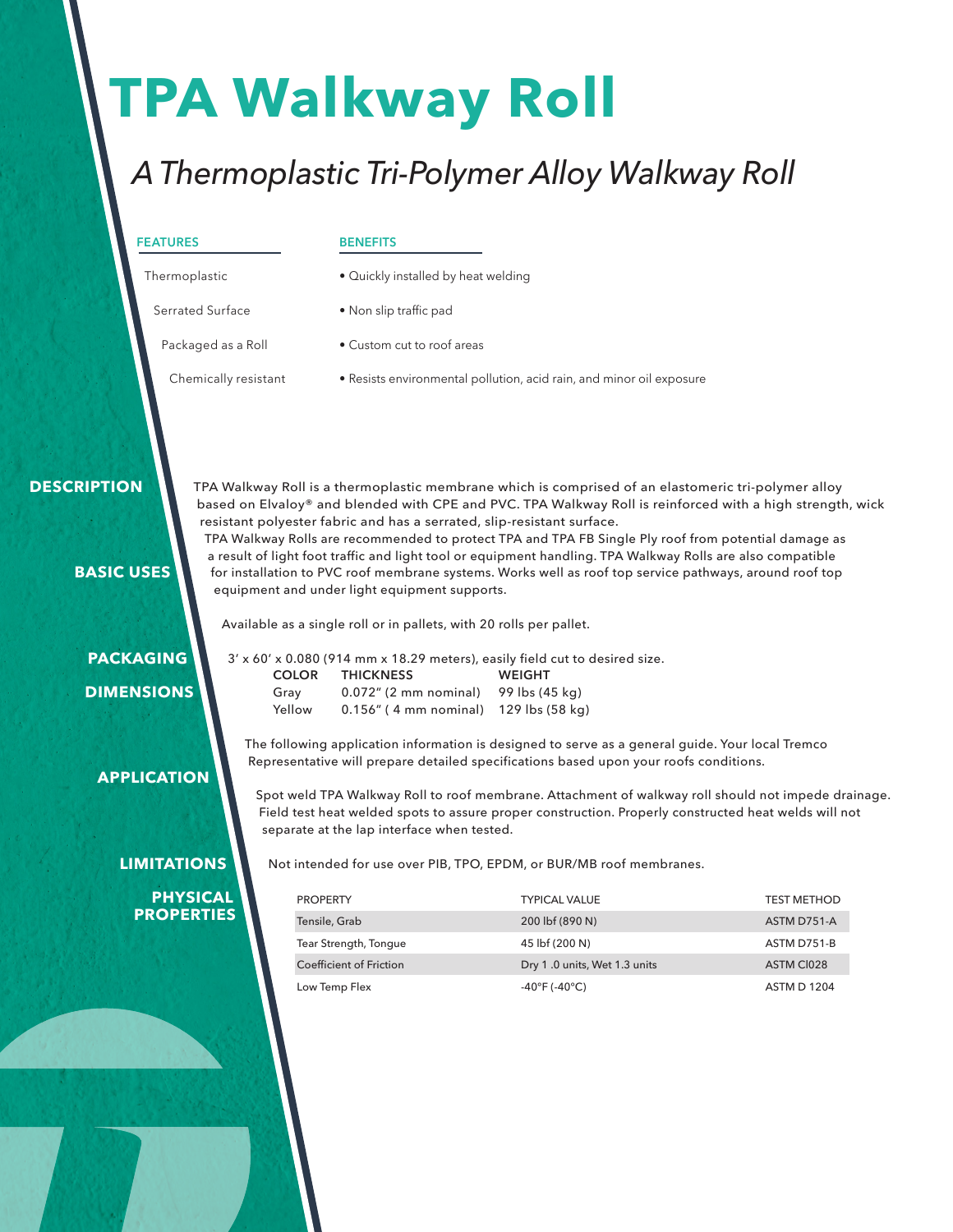# TPA Walkway Roll

## *A Thermoplastic Tri-Polymer Alloy Walkway Roll*

| FEATURES | BENEFITS |
|---|---|
| Thermoplastic | • Quickly installed by heat welding |
| Serrated Surface | • Non slip traffic pad |
| Packaged as a Roll | • Custom cut to roof areas |
| Chemically resistant | • Resists environmental pollution, acid rain, and minor oil exposure |

### DESCRIPTION

TPA Walkway Roll is a thermoplastic membrane which is comprised of an elastomeric tri-polymer alloy based on Elvaloy® and blended with CPE and PVC. TPA Walkway Roll is reinforced with a high strength, wick resistant polyester fabric and has a serrated, slip-resistant surface.

### BASIC USES

TPA Walkway Rolls are recommended to protect TPA and TPA FB Single Ply roof from potential damage as a result of light foot traffic and light tool or equipment handling. TPA Walkway Rolls are also compatible for installation to PVC roof membrane systems. Works well as roof top service pathways, around roof top equipment and under light equipment supports.

### PACKAGING

Available as a single roll or in pallets, with 20 rolls per pallet.

### DIMENSIONS

3' x 60' x 0.080 (914 mm x 18.29 meters), easily field cut to desired size.

| COLOR | THICKNESS | WEIGHT |
|---|---|---|
| Gray | 0.072" (2 mm nominal) | 99 lbs (45 kg) |
| Yellow | 0.156" ( 4 mm nominal) | 129 lbs (58 kg) |

### APPLICATION

The following application information is designed to serve as a general guide. Your local Tremco Representative will prepare detailed specifications based upon your roofs conditions.

Spot weld TPA Walkway Roll to roof membrane. Attachment of walkway roll should not impede drainage. Field test heat welded spots to assure proper construction. Properly constructed heat welds will not separate at the lap interface when tested.

### LIMITATIONS

Not intended for use over PIB, TPO, EPDM, or BUR/MB roof membranes.

### PHYSICAL PROPERTIES

| PROPERTY | TYPICAL VALUE | TEST METHOD |
|---|---|---|
| Tensile, Grab | 200 lbf (890 N) | ASTM D751-A |
| Tear Strength, Tongue | 45 lbf (200 N) | ASTM D751-B |
| Coefficient of Friction | Dry 1 .0 units, Wet 1.3 units | ASTM Cl028 |
| Low Temp Flex | -40°F (-40°C) | ASTM D 1204 |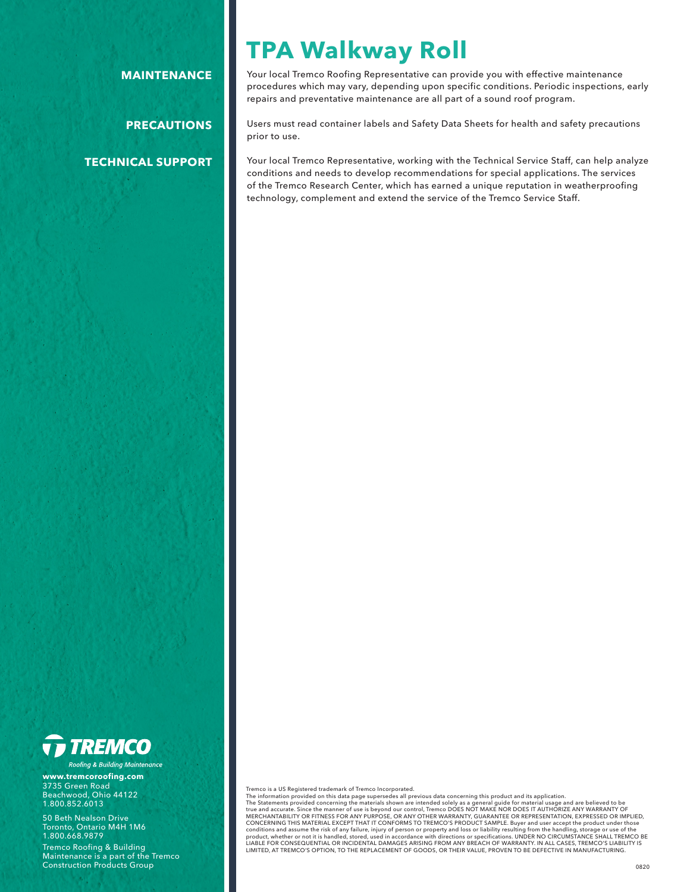# TPA Walkway Roll

## MAINTENANCE

Your local Tremco Roofing Representative can provide you with effective maintenance procedures which may vary, depending upon specific conditions. Periodic inspections, early repairs and preventative maintenance are all part of a sound roof program.

## PRECAUTIONS

Users must read container labels and Safety Data Sheets for health and safety precautions prior to use.

## TECHNICAL SUPPORT

Your local Tremco Representative, working with the Technical Service Staff, can help analyze conditions and needs to develop recommendations for special applications. The services of the Tremco Research Center, which has earned a unique reputation in weatherproofing technology, complement and extend the service of the Tremco Service Staff.

TREMCO

*Roofing & Building Maintenance*

**www.tremcoroofing.com**
3735 Green Road
Beachwood, Ohio 44122
1.800.852.6013

50 Beth Nealson Drive
Toronto, Ontario M4H 1M6
1.800.668.9879

Tremco Roofing & Building Maintenance is a part of the Tremco Construction Products Group

Tremco is a US Registered trademark of Tremco Incorporated.
The information provided on this data page supersedes all previous data concerning this product and its application.
The Statements provided concerning the materials shown are intended solely as a general guide for material usage and are believed to be true and accurate. Since the manner of use is beyond our control, Tremco DOES NOT MAKE NOR DOES IT AUTHORIZE ANY WARRANTY OF MERCHANTABILITY OR FITNESS FOR ANY PURPOSE, OR ANY OTHER WARRANTY, GUARANTEE OR REPRESENTATION, EXPRESSED OR IMPLIED, CONCERNING THIS MATERIAL EXCEPT THAT IT CONFORMS TO TREMCO'S PRODUCT SAMPLE. Buyer and user accept the product under those conditions and assume the risk of any failure, injury of person or property and loss or liability resulting from the handling, storage or use of the product, whether or not it is handled, stored, used in accordance with directions or specifications. UNDER NO CIRCUMSTANCE SHALL TREMCO BE LIABLE FOR CONSEQUENTIAL OR INCIDENTAL DAMAGES ARISING FROM ANY BREACH OF WARRANTY. IN ALL CASES, TREMCO'S LIABILITY IS LIMITED, AT TREMCO'S OPTION, TO THE REPLACEMENT OF GOODS, OR THEIR VALUE, PROVEN TO BE DEFECTIVE IN MANUFACTURING.

0820